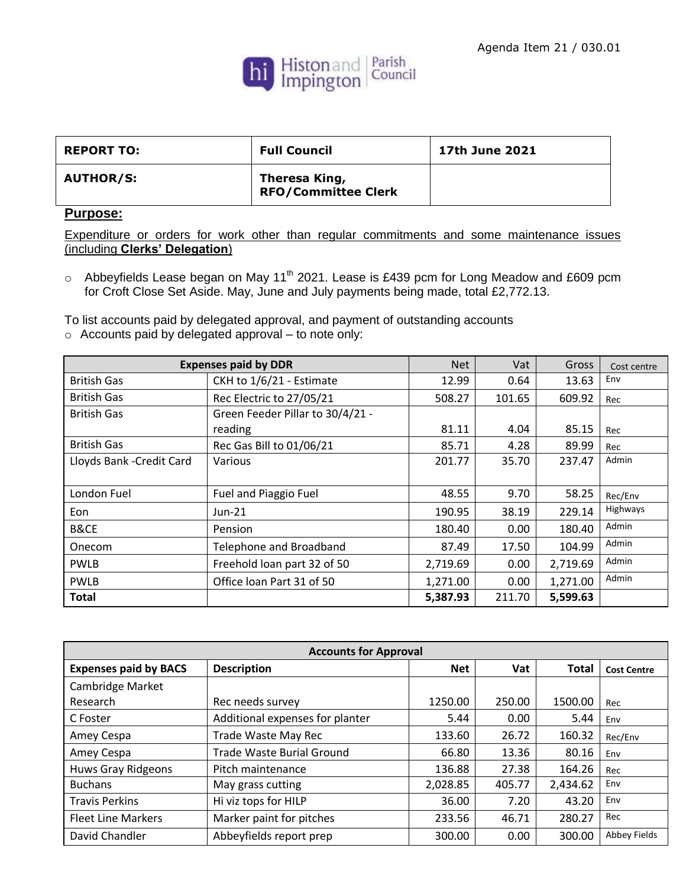Agenda Item 21 / 030.01

Histon and Impington Parish Council

| REPORT TO: | Full Council | 17th June 2021 |
|---|---|---|
| AUTHOR/S: | Theresa King, RFO/Committee Clerk | |

**Purpose:**

Expenditure or orders for work other than regular commitments and some maintenance issues (including **Clerks' Delegation**)

- Abbeyfields Lease began on May 11th 2021. Lease is £439 pcm for Long Meadow and £609 pcm for Croft Close Set Aside. May, June and July payments being made, total £2,772.13.

To list accounts paid by delegated approval, and payment of outstanding accounts

- Accounts paid by delegated approval – to note only:

| Expenses paid by DDR | | Net | Vat | Gross | Cost centre |
|---|---|---|---|---|---|
| British Gas | CKH to 1/6/21 - Estimate | 12.99 | 0.64 | 13.63 | Env |
| British Gas | Rec Electric to 27/05/21 | 508.27 | 101.65 | 609.92 | Rec |
| British Gas | Green Feeder Pillar to 30/4/21 - reading | 81.11 | 4.04 | 85.15 | Rec |
| British Gas | Rec Gas Bill to 01/06/21 | 85.71 | 4.28 | 89.99 | Rec |
| Lloyds Bank -Credit Card | Various | 201.77 | 35.70 | 237.47 | Admin |
| London Fuel | Fuel and Piaggio Fuel | 48.55 | 9.70 | 58.25 | Rec/Env |
| Eon | Jun-21 | 190.95 | 38.19 | 229.14 | Highways |
| B&CE | Pension | 180.40 | 0.00 | 180.40 | Admin |
| Onecom | Telephone and Broadband | 87.49 | 17.50 | 104.99 | Admin |
| PWLB | Freehold loan part 32 of 50 | 2,719.69 | 0.00 | 2,719.69 | Admin |
| PWLB | Office loan Part 31 of 50 | 1,271.00 | 0.00 | 1,271.00 | Admin |
| **Total** | | **5,387.93** | 211.70 | **5,599.63** | |

| Accounts for Approval | | | | | |
|---|---|---|---|---|---|
| **Expenses paid by BACS** | **Description** | **Net** | **Vat** | **Total** | **Cost Centre** |
| Cambridge Market Research | Rec needs survey | 1250.00 | 250.00 | 1500.00 | Rec |
| C Foster | Additional expenses for planter | 5.44 | 0.00 | 5.44 | Env |
| Amey Cespa | Trade Waste May Rec | 133.60 | 26.72 | 160.32 | Rec/Env |
| Amey Cespa | Trade Waste Burial Ground | 66.80 | 13.36 | 80.16 | Env |
| Huws Gray Ridgeons | Pitch maintenance | 136.88 | 27.38 | 164.26 | Rec |
| Buchans | May grass cutting | 2,028.85 | 405.77 | 2,434.62 | Env |
| Travis Perkins | Hi viz tops for HILP | 36.00 | 7.20 | 43.20 | Env |
| Fleet Line Markers | Marker paint for pitches | 233.56 | 46.71 | 280.27 | Rec |
| David Chandler | Abbeyfields report prep | 300.00 | 0.00 | 300.00 | Abbey Fields |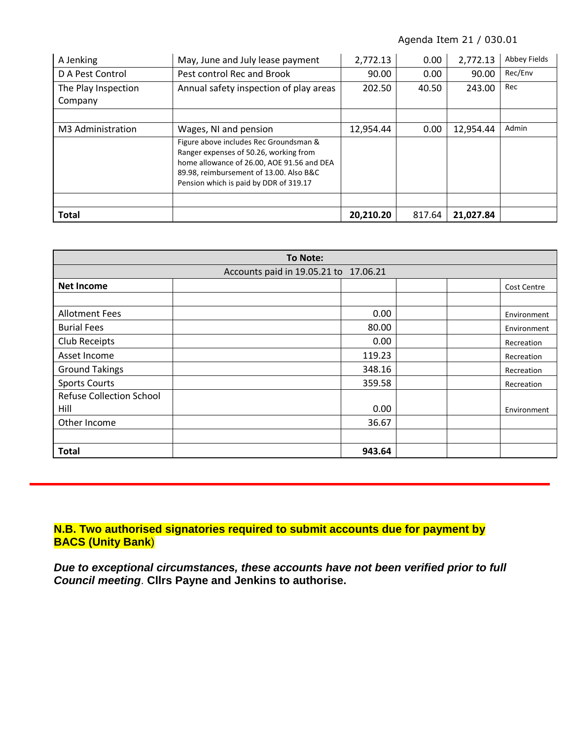Agenda Item 21 / 030.01

| | | | | | |
|---|---|---|---|---|---|
| A Jenking | May, June and July lease payment | 2,772.13 | 0.00 | 2,772.13 | Abbey Fields |
| D A Pest Control | Pest control Rec and Brook | 90.00 | 0.00 | 90.00 | Rec/Env |
| The Play Inspection Company | Annual safety inspection of play areas | 202.50 | 40.50 | 243.00 | Rec |
| | | | | | |
| M3 Administration | Wages, NI and pension | 12,954.44 | 0.00 | 12,954.44 | Admin |
| | Figure above includes Rec Groundsman & Ranger expenses of 50.26, working from home allowance of 26.00, AOE 91.56 and DEA 89.98, reimbursement of 13.00. Also B&C Pension which is paid by DDR of 319.17 | | | | |
| | | | | | |
| **Total** | | **20,210.20** | 817.64 | **21,027.84** | |

| To Note: | | | | | |
|---|---|---|---|---|---|
| Accounts paid in 19.05.21 to 17.06.21 | | | | | |
| **Net Income** | | | | | Cost Centre |
| | | | | | |
| Allotment Fees | | 0.00 | | | Environment |
| Burial Fees | | 80.00 | | | Environment |
| Club Receipts | | 0.00 | | | Recreation |
| Asset Income | | 119.23 | | | Recreation |
| Ground Takings | | 348.16 | | | Recreation |
| Sports Courts | | 359.58 | | | Recreation |
| Refuse Collection School Hill | | 0.00 | | | Environment |
| Other Income | | 36.67 | | | |
| | | | | | |
| **Total** | | **943.64** | | | |

**N.B. Two authorised signatories required to submit accounts due for payment by BACS (Unity Bank)**

***Due to exceptional circumstances, these accounts have not been verified prior to full Council meeting*. Cllrs Payne and Jenkins to authorise.**